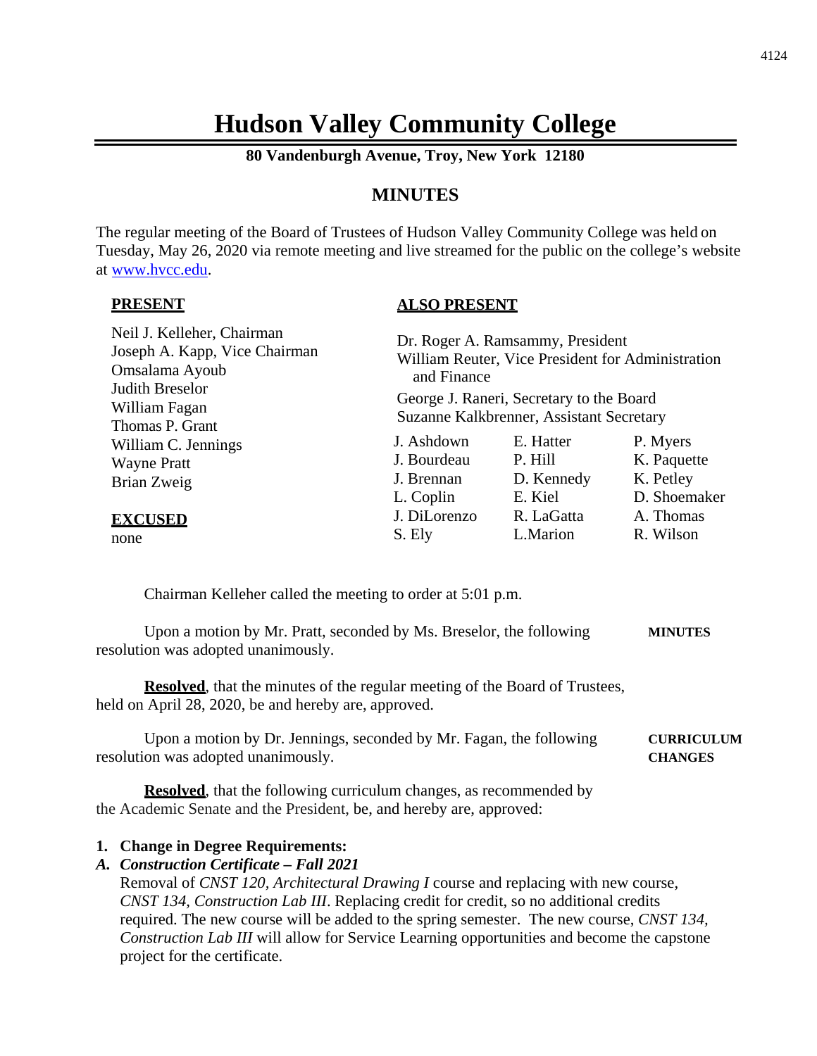# Hudson Valley Community College

**80 Vandenburgh Avenue, Troy, New York 12180**

## MINUTES

The regular meeting of the Board of Trustees of Hudson Valley Community College was held on Tuesday, May 26, 2020 via remote meeting and live streamed for the public on the college's website at [www.hvcc.edu](http://www.hvcc.edu).

**PRESENT**

Neil J. Kelleher, Chairman
Joseph A. Kapp, Vice Chairman
Omsalama Ayoub
Judith Breselor
William Fagan
Thomas P. Grant
William C. Jennings
Wayne Pratt
Brian Zweig

**EXCUSED**

none

**ALSO PRESENT**

Dr. Roger A. Ramsammy, President
William Reuter, Vice President for Administration and Finance
George J. Raneri, Secretary to the Board
Suzanne Kalkbrenner, Assistant Secretary

| | | |
|---|---|---|
| J. Ashdown | E. Hatter | P. Myers |
| J. Bourdeau | P. Hill | K. Paquette |
| J. Brennan | D. Kennedy | K. Petley |
| L. Coplin | E. Kiel | D. Shoemaker |
| J. DiLorenzo | R. LaGatta | A. Thomas |
| S. Ely | L.Marion | R. Wilson |

Chairman Kelleher called the meeting to order at 5:01 p.m.

**MINUTES**

Upon a motion by Mr. Pratt, seconded by Ms. Breselor, the following resolution was adopted unanimously.

**Resolved**, that the minutes of the regular meeting of the Board of Trustees, held on April 28, 2020, be and hereby are, approved.

**CURRICULUM CHANGES**

Upon a motion by Dr. Jennings, seconded by Mr. Fagan, the following resolution was adopted unanimously.

**Resolved**, that the following curriculum changes, as recommended by the Academic Senate and the President, be, and hereby are, approved:

**1. Change in Degree Requirements:**

***A. Construction Certificate – Fall 2021***

Removal of *CNST 120, Architectural Drawing I* course and replacing with new course, *CNST 134, Construction Lab III*. Replacing credit for credit, so no additional credits required. The new course will be added to the spring semester. The new course, *CNST 134, Construction Lab III* will allow for Service Learning opportunities and become the capstone project for the certificate.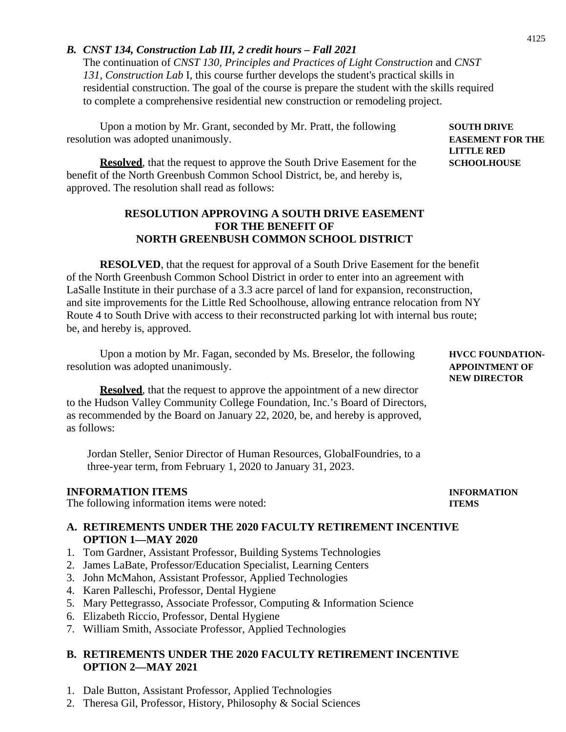### *B. CNST 134, Construction Lab III, 2 credit hours – Fall 2021*

The continuation of *CNST 130, Principles and Practices of Light Construction* and *CNST 131, Construction Lab* I, this course further develops the student's practical skills in residential construction. The goal of the course is prepare the student with the skills required to complete a comprehensive residential new construction or remodeling project.

**SOUTH DRIVE EASEMENT FOR THE LITTLE RED SCHOOLHOUSE**

Upon a motion by Mr. Grant, seconded by Mr. Pratt, the following resolution was adopted unanimously.

**Resolved**, that the request to approve the South Drive Easement for the benefit of the North Greenbush Common School District, be, and hereby is, approved. The resolution shall read as follows:

**RESOLUTION APPROVING A SOUTH DRIVE EASEMENT FOR THE BENEFIT OF NORTH GREENBUSH COMMON SCHOOL DISTRICT**

**RESOLVED**, that the request for approval of a South Drive Easement for the benefit of the North Greenbush Common School District in order to enter into an agreement with LaSalle Institute in their purchase of a 3.3 acre parcel of land for expansion, reconstruction, and site improvements for the Little Red Schoolhouse, allowing entrance relocation from NY Route 4 to South Drive with access to their reconstructed parking lot with internal bus route; be, and hereby is, approved.

**HVCC FOUNDATION-APPOINTMENT OF NEW DIRECTOR**

Upon a motion by Mr. Fagan, seconded by Ms. Breselor, the following resolution was adopted unanimously.

**Resolved**, that the request to approve the appointment of a new director to the Hudson Valley Community College Foundation, Inc.'s Board of Directors, as recommended by the Board on January 22, 2020, be, and hereby is approved, as follows:

Jordan Steller, Senior Director of Human Resources, GlobalFoundries, to a three-year term, from February 1, 2020 to January 31, 2023.

## INFORMATION ITEMS

The following information items were noted:

### A. RETIREMENTS UNDER THE 2020 FACULTY RETIREMENT INCENTIVE OPTION 1—MAY 2020

1. Tom Gardner, Assistant Professor, Building Systems Technologies
2. James LaBate, Professor/Education Specialist, Learning Centers
3. John McMahon, Assistant Professor, Applied Technologies
4. Karen Palleschi, Professor, Dental Hygiene
5. Mary Pettegrasso, Associate Professor, Computing & Information Science
6. Elizabeth Riccio, Professor, Dental Hygiene
7. William Smith, Associate Professor, Applied Technologies

### B. RETIREMENTS UNDER THE 2020 FACULTY RETIREMENT INCENTIVE OPTION 2—MAY 2021

1. Dale Button, Assistant Professor, Applied Technologies
2. Theresa Gil, Professor, History, Philosophy & Social Sciences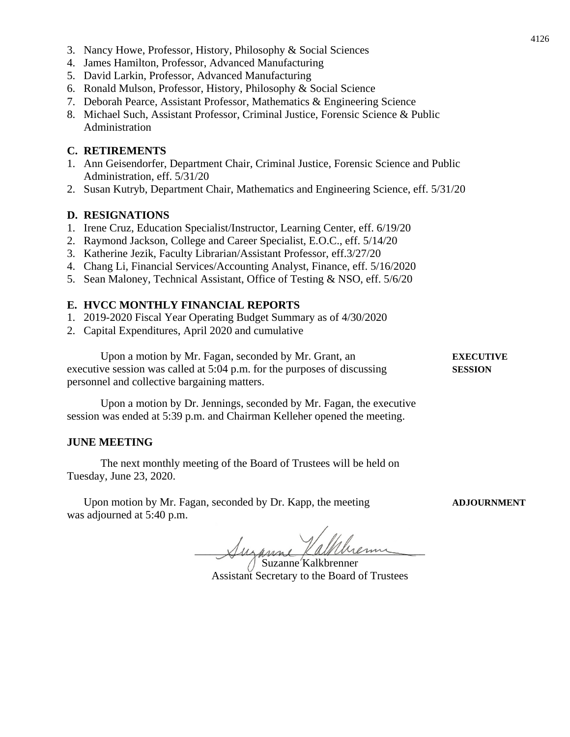3. Nancy Howe, Professor, History, Philosophy & Social Sciences
4. James Hamilton, Professor, Advanced Manufacturing
5. David Larkin, Professor, Advanced Manufacturing
6. Ronald Mulson, Professor, History, Philosophy & Social Science
7. Deborah Pearce, Assistant Professor, Mathematics & Engineering Science
8. Michael Such, Assistant Professor, Criminal Justice, Forensic Science & Public Administration

**C. RETIREMENTS**

1. Ann Geisendorfer, Department Chair, Criminal Justice, Forensic Science and Public Administration, eff. 5/31/20
2. Susan Kutryb, Department Chair, Mathematics and Engineering Science, eff. 5/31/20

**D. RESIGNATIONS**

1. Irene Cruz, Education Specialist/Instructor, Learning Center, eff. 6/19/20
2. Raymond Jackson, College and Career Specialist, E.O.C., eff. 5/14/20
3. Katherine Jezik, Faculty Librarian/Assistant Professor, eff.3/27/20
4. Chang Li, Financial Services/Accounting Analyst, Finance, eff. 5/16/2020
5. Sean Maloney, Technical Assistant, Office of Testing & NSO, eff. 5/6/20

**E. HVCC MONTHLY FINANCIAL REPORTS**

1. 2019-2020 Fiscal Year Operating Budget Summary as of 4/30/2020
2. Capital Expenditures, April 2020 and cumulative

**EXECUTIVE SESSION**

Upon a motion by Mr. Fagan, seconded by Mr. Grant, an executive session was called at 5:04 p.m. for the purposes of discussing personnel and collective bargaining matters.

Upon a motion by Dr. Jennings, seconded by Mr. Fagan, the executive session was ended at 5:39 p.m. and Chairman Kelleher opened the meeting.

**JUNE MEETING**

The next monthly meeting of the Board of Trustees will be held on Tuesday, June 23, 2020.

**ADJOURNMENT**

Upon motion by Mr. Fagan, seconded by Dr. Kapp, the meeting was adjourned at 5:40 p.m.

Suzanne Kalkbrenner
Assistant Secretary to the Board of Trustees